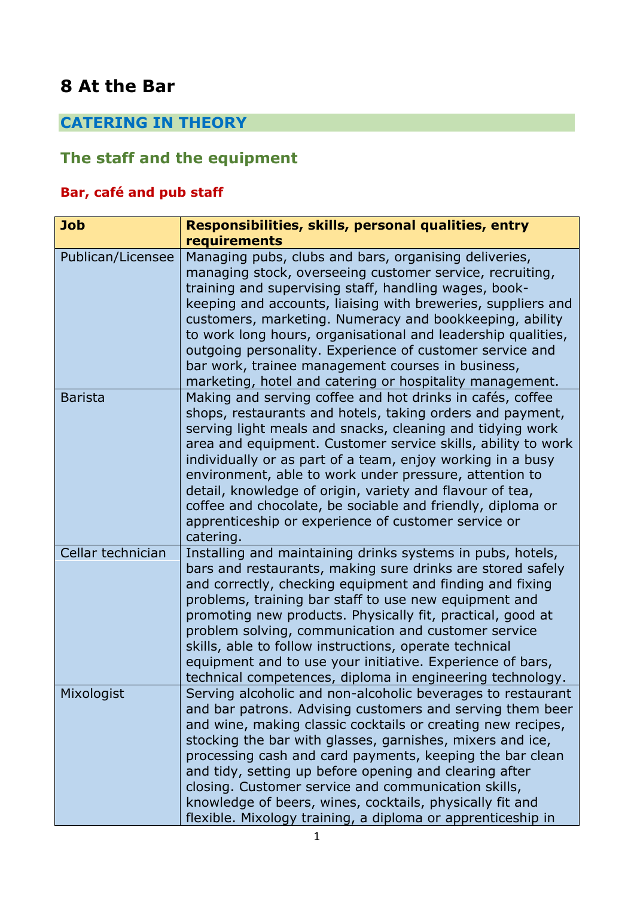# 8 At the Bar

## CATERING IN THEORY

### The staff and the equipment

#### Bar, café and pub staff

| Job | Responsibilities, skills, personal qualities, entry requirements |
|---|---|
| Publican/Licensee | Managing pubs, clubs and bars, organising deliveries, managing stock, overseeing customer service, recruiting, training and supervising staff, handling wages, book-keeping and accounts, liaising with breweries, suppliers and customers, marketing. Numeracy and bookkeeping, ability to work long hours, organisational and leadership qualities, outgoing personality. Experience of customer service and bar work, trainee management courses in business, marketing, hotel and catering or hospitality management. |
| Barista | Making and serving coffee and hot drinks in cafés, coffee shops, restaurants and hotels, taking orders and payment, serving light meals and snacks, cleaning and tidying work area and equipment. Customer service skills, ability to work individually or as part of a team, enjoy working in a busy environment, able to work under pressure, attention to detail, knowledge of origin, variety and flavour of tea, coffee and chocolate, be sociable and friendly, diploma or apprenticeship or experience of customer service or catering. |
| Cellar technician | Installing and maintaining drinks systems in pubs, hotels, bars and restaurants, making sure drinks are stored safely and correctly, checking equipment and finding and fixing problems, training bar staff to use new equipment and promoting new products. Physically fit, practical, good at problem solving, communication and customer service skills, able to follow instructions, operate technical equipment and to use your initiative. Experience of bars, technical competences, diploma in engineering technology. |
| Mixologist | Serving alcoholic and non-alcoholic beverages to restaurant and bar patrons. Advising customers and serving them beer and wine, making classic cocktails or creating new recipes, stocking the bar with glasses, garnishes, mixers and ice, processing cash and card payments, keeping the bar clean and tidy, setting up before opening and clearing after closing. Customer service and communication skills, knowledge of beers, wines, cocktails, physically fit and flexible. Mixology training, a diploma or apprenticeship in |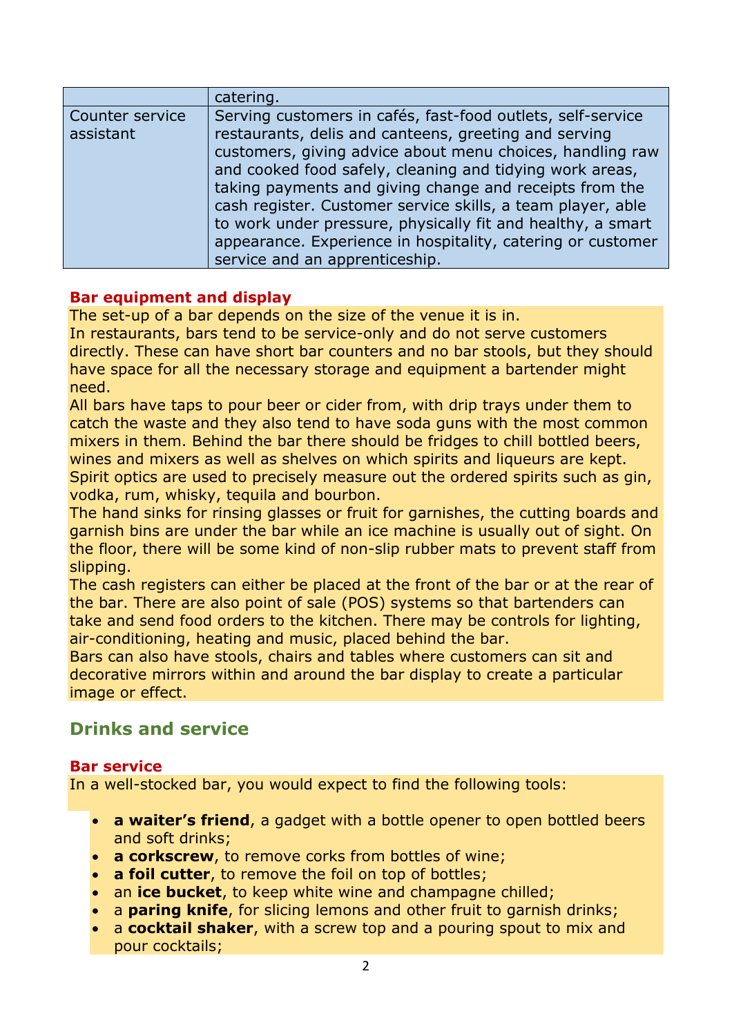|  | catering. |
| --- | --- |
| Counter service assistant | Serving customers in cafés, fast-food outlets, self-service restaurants, delis and canteens, greeting and serving customers, giving advice about menu choices, handling raw and cooked food safely, cleaning and tidying work areas, taking payments and giving change and receipts from the cash register. Customer service skills, a team player, able to work under pressure, physically fit and healthy, a smart appearance. Experience in hospitality, catering or customer service and an apprenticeship. |

### Bar equipment and display

The set-up of a bar depends on the size of the venue it is in.
In restaurants, bars tend to be service-only and do not serve customers directly. These can have short bar counters and no bar stools, but they should have space for all the necessary storage and equipment a bartender might need.
All bars have taps to pour beer or cider from, with drip trays under them to catch the waste and they also tend to have soda guns with the most common mixers in them. Behind the bar there should be fridges to chill bottled beers, wines and mixers as well as shelves on which spirits and liqueurs are kept. Spirit optics are used to precisely measure out the ordered spirits such as gin, vodka, rum, whisky, tequila and bourbon.
The hand sinks for rinsing glasses or fruit for garnishes, the cutting boards and garnish bins are under the bar while an ice machine is usually out of sight. On the floor, there will be some kind of non-slip rubber mats to prevent staff from slipping.
The cash registers can either be placed at the front of the bar or at the rear of the bar. There are also point of sale (POS) systems so that bartenders can take and send food orders to the kitchen. There may be controls for lighting, air-conditioning, heating and music, placed behind the bar.
Bars can also have stools, chairs and tables where customers can sit and decorative mirrors within and around the bar display to create a particular image or effect.

## Drinks and service

### Bar service

In a well-stocked bar, you would expect to find the following tools:

- **a waiter's friend**, a gadget with a bottle opener to open bottled beers and soft drinks;
- **a corkscrew**, to remove corks from bottles of wine;
- **a foil cutter**, to remove the foil on top of bottles;
- an **ice bucket**, to keep white wine and champagne chilled;
- a **paring knife**, for slicing lemons and other fruit to garnish drinks;
- a **cocktail shaker**, with a screw top and a pouring spout to mix and pour cocktails;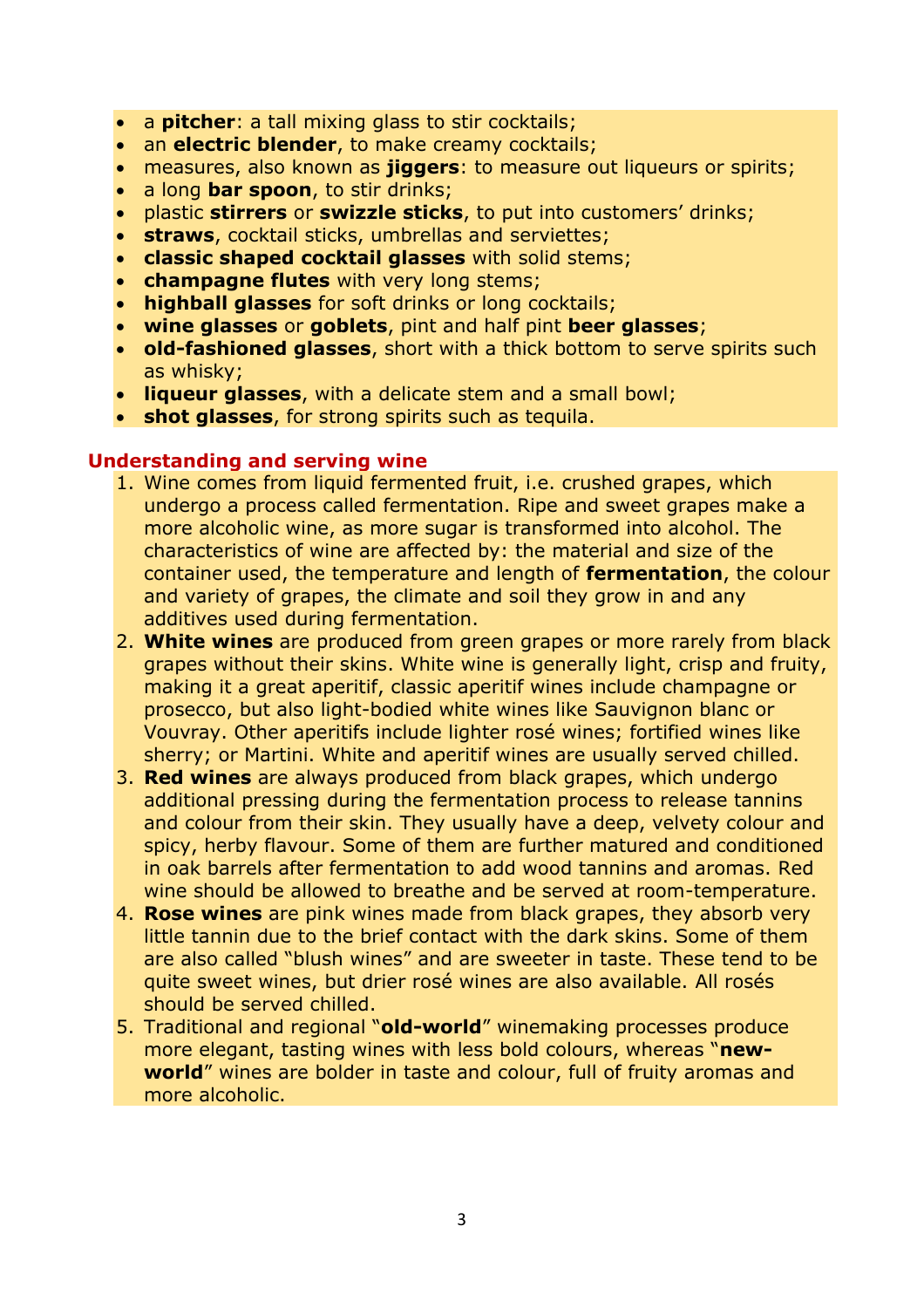- a **pitcher**: a tall mixing glass to stir cocktails;
- an **electric blender**, to make creamy cocktails;
- measures, also known as **jiggers**: to measure out liqueurs or spirits;
- a long **bar spoon**, to stir drinks;
- plastic **stirrers** or **swizzle sticks**, to put into customers' drinks;
- **straws**, cocktail sticks, umbrellas and serviettes;
- **classic shaped cocktail glasses** with solid stems;
- **champagne flutes** with very long stems;
- **highball glasses** for soft drinks or long cocktails;
- **wine glasses** or **goblets**, pint and half pint **beer glasses**;
- **old-fashioned glasses**, short with a thick bottom to serve spirits such as whisky;
- **liqueur glasses**, with a delicate stem and a small bowl;
- **shot glasses**, for strong spirits such as tequila.

## Understanding and serving wine

1. Wine comes from liquid fermented fruit, i.e. crushed grapes, which undergo a process called fermentation. Ripe and sweet grapes make a more alcoholic wine, as more sugar is transformed into alcohol. The characteristics of wine are affected by: the material and size of the container used, the temperature and length of **fermentation**, the colour and variety of grapes, the climate and soil they grow in and any additives used during fermentation.
2. **White wines** are produced from green grapes or more rarely from black grapes without their skins. White wine is generally light, crisp and fruity, making it a great aperitif, classic aperitif wines include champagne or prosecco, but also light-bodied white wines like Sauvignon blanc or Vouvray. Other aperitifs include lighter rosé wines; fortified wines like sherry; or Martini. White and aperitif wines are usually served chilled.
3. **Red wines** are always produced from black grapes, which undergo additional pressing during the fermentation process to release tannins and colour from their skin. They usually have a deep, velvety colour and spicy, herby flavour. Some of them are further matured and conditioned in oak barrels after fermentation to add wood tannins and aromas. Red wine should be allowed to breathe and be served at room-temperature.
4. **Rose wines** are pink wines made from black grapes, they absorb very little tannin due to the brief contact with the dark skins. Some of them are also called "blush wines" and are sweeter in taste. These tend to be quite sweet wines, but drier rosé wines are also available. All rosés should be served chilled.
5. Traditional and regional "**old-world**" winemaking processes produce more elegant, tasting wines with less bold colours, whereas "**new-world**" wines are bolder in taste and colour, full of fruity aromas and more alcoholic.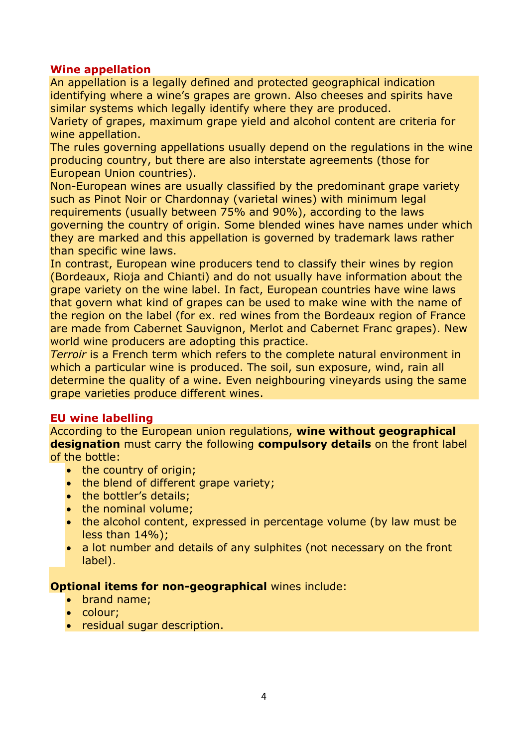## Wine appellation

An appellation is a legally defined and protected geographical indication identifying where a wine's grapes are grown. Also cheeses and spirits have similar systems which legally identify where they are produced.
Variety of grapes, maximum grape yield and alcohol content are criteria for wine appellation.
The rules governing appellations usually depend on the regulations in the wine producing country, but there are also interstate agreements (those for European Union countries).
Non-European wines are usually classified by the predominant grape variety such as Pinot Noir or Chardonnay (varietal wines) with minimum legal requirements (usually between 75% and 90%), according to the laws governing the country of origin. Some blended wines have names under which they are marked and this appellation is governed by trademark laws rather than specific wine laws.
In contrast, European wine producers tend to classify their wines by region (Bordeaux, Rioja and Chianti) and do not usually have information about the grape variety on the wine label. In fact, European countries have wine laws that govern what kind of grapes can be used to make wine with the name of the region on the label (for ex. red wines from the Bordeaux region of France are made from Cabernet Sauvignon, Merlot and Cabernet Franc grapes). New world wine producers are adopting this practice.
*Terroir* is a French term which refers to the complete natural environment in which a particular wine is produced. The soil, sun exposure, wind, rain all determine the quality of a wine. Even neighbouring vineyards using the same grape varieties produce different wines.

## EU wine labelling

According to the European union regulations, **wine without geographical designation** must carry the following **compulsory details** on the front label of the bottle:

- the country of origin;
- the blend of different grape variety;
- the bottler's details;
- the nominal volume;
- the alcohol content, expressed in percentage volume (by law must be less than 14%);
- a lot number and details of any sulphites (not necessary on the front label).

**Optional items for non-geographical** wines include:

- brand name;
- colour;
- residual sugar description.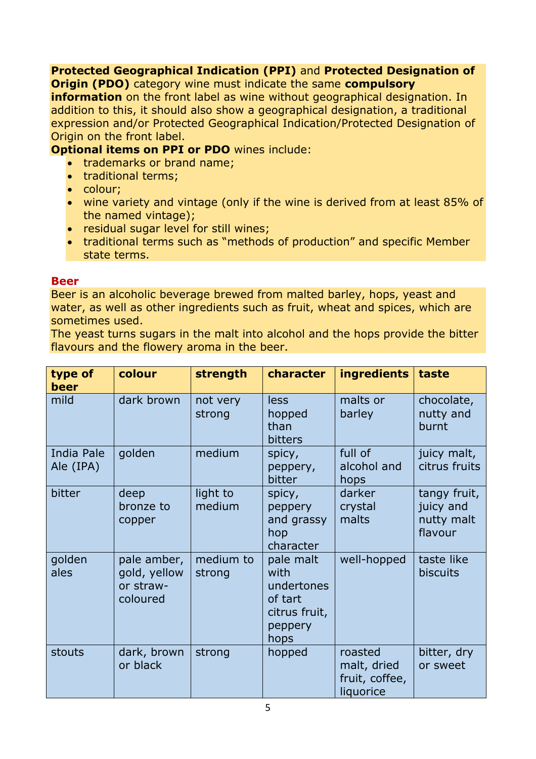**Protected Geographical Indication (PPI)** and **Protected Designation of Origin (PDO)** category wine must indicate the same **compulsory information** on the front label as wine without geographical designation. In addition to this, it should also show a geographical designation, a traditional expression and/or Protected Geographical Indication/Protected Designation of Origin on the front label.

**Optional items on PPI or PDO** wines include:

- trademarks or brand name;
- traditional terms;
- colour;
- wine variety and vintage (only if the wine is derived from at least 85% of the named vintage);
- residual sugar level for still wines;
- traditional terms such as "methods of production" and specific Member state terms.

## Beer

Beer is an alcoholic beverage brewed from malted barley, hops, yeast and water, as well as other ingredients such as fruit, wheat and spices, which are sometimes used.

The yeast turns sugars in the malt into alcohol and the hops provide the bitter flavours and the flowery aroma in the beer.

| type of beer | colour | strength | character | ingredients | taste |
|---|---|---|---|---|---|
| mild | dark brown | not very strong | less hopped than bitters | malts or barley | chocolate, nutty and burnt |
| India Pale Ale (IPA) | golden | medium | spicy, peppery, bitter | full of alcohol and hops | juicy malt, citrus fruits |
| bitter | deep bronze to copper | light to medium | spicy, peppery and grassy hop character | darker crystal malts | tangy fruit, juicy and nutty malt flavour |
| golden ales | pale amber, gold, yellow or straw-coloured | medium to strong | pale malt with undertones of tart citrus fruit, peppery hops | well-hopped | taste like biscuits |
| stouts | dark, brown or black | strong | hopped | roasted malt, dried fruit, coffee, liquorice | bitter, dry or sweet |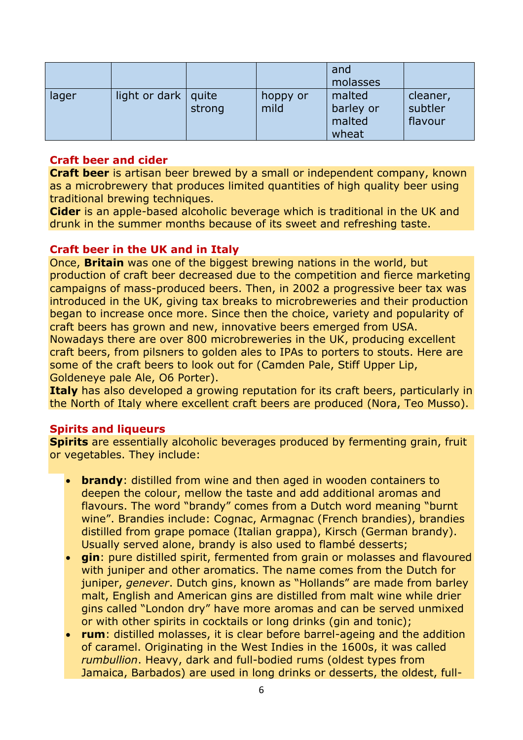|  |  |  |  | and molasses |  |
|---|---|---|---|---|---|
| lager | light or dark | quite strong | hoppy or mild | malted barley or malted wheat | cleaner, subtler flavour |

### Craft beer and cider

**Craft beer** is artisan beer brewed by a small or independent company, known as a microbrewery that produces limited quantities of high quality beer using traditional brewing techniques.

**Cider** is an apple-based alcoholic beverage which is traditional in the UK and drunk in the summer months because of its sweet and refreshing taste.

### Craft beer in the UK and in Italy

Once, **Britain** was one of the biggest brewing nations in the world, but production of craft beer decreased due to the competition and fierce marketing campaigns of mass-produced beers. Then, in 2002 a progressive beer tax was introduced in the UK, giving tax breaks to microbreweries and their production began to increase once more. Since then the choice, variety and popularity of craft beers has grown and new, innovative beers emerged from USA. Nowadays there are over 800 microbreweries in the UK, producing excellent craft beers, from pilsners to golden ales to IPAs to porters to stouts. Here are some of the craft beers to look out for (Camden Pale, Stiff Upper Lip, Goldeneye pale Ale, O6 Porter).

**Italy** has also developed a growing reputation for its craft beers, particularly in the North of Italy where excellent craft beers are produced (Nora, Teo Musso).

### Spirits and liqueurs

**Spirits** are essentially alcoholic beverages produced by fermenting grain, fruit or vegetables. They include:

- **brandy**: distilled from wine and then aged in wooden containers to deepen the colour, mellow the taste and add additional aromas and flavours. The word "brandy" comes from a Dutch word meaning "burnt wine". Brandies include: Cognac, Armagnac (French brandies), brandies distilled from grape pomace (Italian grappa), Kirsch (German brandy). Usually served alone, brandy is also used to flambé desserts;
- **gin**: pure distilled spirit, fermented from grain or molasses and flavoured with juniper and other aromatics. The name comes from the Dutch for juniper, *genever*. Dutch gins, known as "Hollands" are made from barley malt, English and American gins are distilled from malt wine while drier gins called "London dry" have more aromas and can be served unmixed or with other spirits in cocktails or long drinks (gin and tonic);
- **rum**: distilled molasses, it is clear before barrel-ageing and the addition of caramel. Originating in the West Indies in the 1600s, it was called *rumbullion*. Heavy, dark and full-bodied rums (oldest types from Jamaica, Barbados) are used in long drinks or desserts, the oldest, full-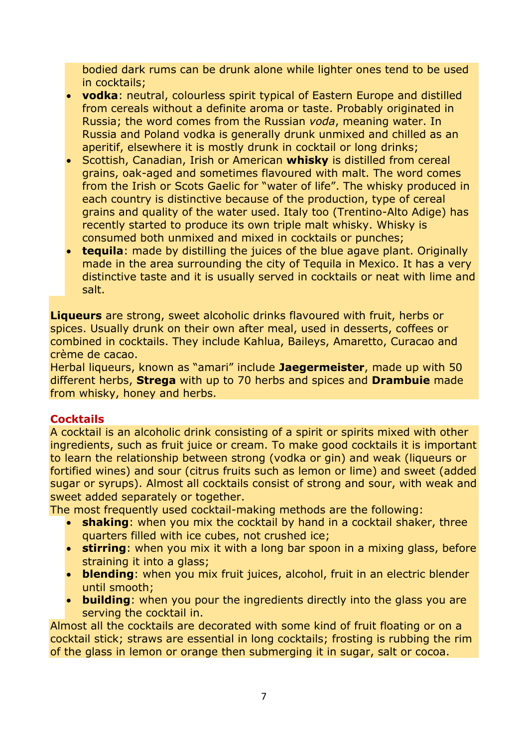bodied dark rums can be drunk alone while lighter ones tend to be used in cocktails;

- **vodka**: neutral, colourless spirit typical of Eastern Europe and distilled from cereals without a definite aroma or taste. Probably originated in Russia; the word comes from the Russian *voda*, meaning water. In Russia and Poland vodka is generally drunk unmixed and chilled as an aperitif, elsewhere it is mostly drunk in cocktail or long drinks;
- Scottish, Canadian, Irish or American **whisky** is distilled from cereal grains, oak-aged and sometimes flavoured with malt. The word comes from the Irish or Scots Gaelic for "water of life". The whisky produced in each country is distinctive because of the production, type of cereal grains and quality of the water used. Italy too (Trentino-Alto Adige) has recently started to produce its own triple malt whisky. Whisky is consumed both unmixed and mixed in cocktails or punches;
- **tequila**: made by distilling the juices of the blue agave plant. Originally made in the area surrounding the city of Tequila in Mexico. It has a very distinctive taste and it is usually served in cocktails or neat with lime and salt.

**Liqueurs** are strong, sweet alcoholic drinks flavoured with fruit, herbs or spices. Usually drunk on their own after meal, used in desserts, coffees or combined in cocktails. They include Kahlua, Baileys, Amaretto, Curacao and crème de cacao.
Herbal liqueurs, known as "amari" include **Jaegermeister**, made up with 50 different herbs, **Strega** with up to 70 herbs and spices and **Drambuie** made from whisky, honey and herbs.

## Cocktails

A cocktail is an alcoholic drink consisting of a spirit or spirits mixed with other ingredients, such as fruit juice or cream. To make good cocktails it is important to learn the relationship between strong (vodka or gin) and weak (liqueurs or fortified wines) and sour (citrus fruits such as lemon or lime) and sweet (added sugar or syrups). Almost all cocktails consist of strong and sour, with weak and sweet added separately or together.
The most frequently used cocktail-making methods are the following:

- **shaking**: when you mix the cocktail by hand in a cocktail shaker, three quarters filled with ice cubes, not crushed ice;
- **stirring**: when you mix it with a long bar spoon in a mixing glass, before straining it into a glass;
- **blending**: when you mix fruit juices, alcohol, fruit in an electric blender until smooth;
- **building**: when you pour the ingredients directly into the glass you are serving the cocktail in.

Almost all the cocktails are decorated with some kind of fruit floating or on a cocktail stick; straws are essential in long cocktails; frosting is rubbing the rim of the glass in lemon or orange then submerging it in sugar, salt or cocoa.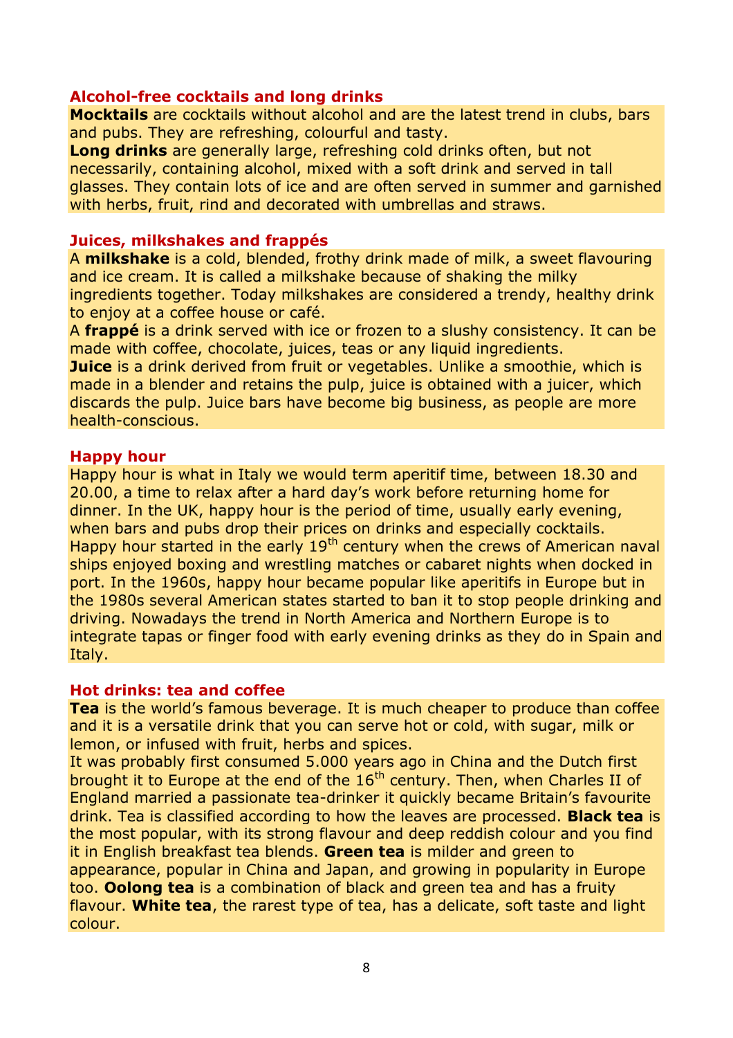### Alcohol-free cocktails and long drinks

**Mocktails** are cocktails without alcohol and are the latest trend in clubs, bars and pubs. They are refreshing, colourful and tasty.
**Long drinks** are generally large, refreshing cold drinks often, but not necessarily, containing alcohol, mixed with a soft drink and served in tall glasses. They contain lots of ice and are often served in summer and garnished with herbs, fruit, rind and decorated with umbrellas and straws.

### Juices, milkshakes and frappés

A **milkshake** is a cold, blended, frothy drink made of milk, a sweet flavouring and ice cream. It is called a milkshake because of shaking the milky ingredients together. Today milkshakes are considered a trendy, healthy drink to enjoy at a coffee house or café.
A **frappé** is a drink served with ice or frozen to a slushy consistency. It can be made with coffee, chocolate, juices, teas or any liquid ingredients.
**Juice** is a drink derived from fruit or vegetables. Unlike a smoothie, which is made in a blender and retains the pulp, juice is obtained with a juicer, which discards the pulp. Juice bars have become big business, as people are more health-conscious.

### Happy hour

Happy hour is what in Italy we would term aperitif time, between 18.30 and 20.00, a time to relax after a hard day's work before returning home for dinner. In the UK, happy hour is the period of time, usually early evening, when bars and pubs drop their prices on drinks and especially cocktails. Happy hour started in the early 19th century when the crews of American naval ships enjoyed boxing and wrestling matches or cabaret nights when docked in port. In the 1960s, happy hour became popular like aperitifs in Europe but in the 1980s several American states started to ban it to stop people drinking and driving. Nowadays the trend in North America and Northern Europe is to integrate tapas or finger food with early evening drinks as they do in Spain and Italy.

### Hot drinks: tea and coffee

**Tea** is the world's famous beverage. It is much cheaper to produce than coffee and it is a versatile drink that you can serve hot or cold, with sugar, milk or lemon, or infused with fruit, herbs and spices.
It was probably first consumed 5.000 years ago in China and the Dutch first brought it to Europe at the end of the 16th century. Then, when Charles II of England married a passionate tea-drinker it quickly became Britain's favourite drink. Tea is classified according to how the leaves are processed. **Black tea** is the most popular, with its strong flavour and deep reddish colour and you find it in English breakfast tea blends. **Green tea** is milder and green to appearance, popular in China and Japan, and growing in popularity in Europe too. **Oolong tea** is a combination of black and green tea and has a fruity flavour. **White tea**, the rarest type of tea, has a delicate, soft taste and light colour.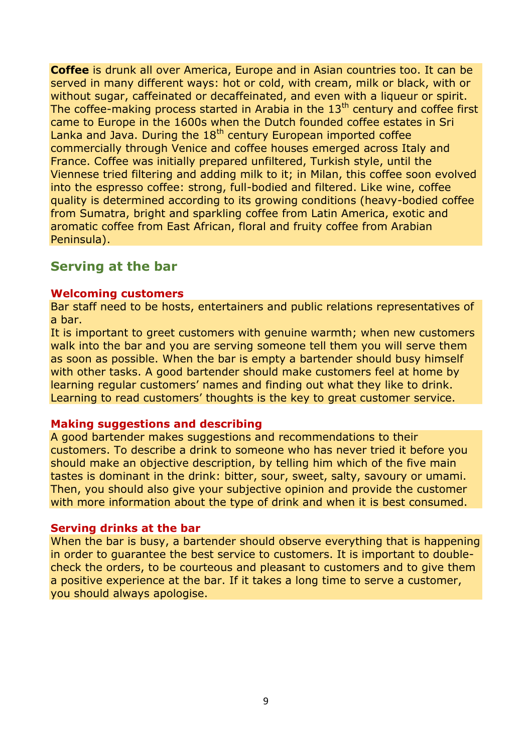**Coffee** is drunk all over America, Europe and in Asian countries too. It can be served in many different ways: hot or cold, with cream, milk or black, with or without sugar, caffeinated or decaffeinated, and even with a liqueur or spirit. The coffee-making process started in Arabia in the 13th century and coffee first came to Europe in the 1600s when the Dutch founded coffee estates in Sri Lanka and Java. During the 18th century European imported coffee commercially through Venice and coffee houses emerged across Italy and France. Coffee was initially prepared unfiltered, Turkish style, until the Viennese tried filtering and adding milk to it; in Milan, this coffee soon evolved into the espresso coffee: strong, full-bodied and filtered. Like wine, coffee quality is determined according to its growing conditions (heavy-bodied coffee from Sumatra, bright and sparkling coffee from Latin America, exotic and aromatic coffee from East African, floral and fruity coffee from Arabian Peninsula).

## Serving at the bar

### Welcoming customers

Bar staff need to be hosts, entertainers and public relations representatives of a bar.
It is important to greet customers with genuine warmth; when new customers walk into the bar and you are serving someone tell them you will serve them as soon as possible. When the bar is empty a bartender should busy himself with other tasks. A good bartender should make customers feel at home by learning regular customers' names and finding out what they like to drink. Learning to read customers' thoughts is the key to great customer service.

### Making suggestions and describing

A good bartender makes suggestions and recommendations to their customers. To describe a drink to someone who has never tried it before you should make an objective description, by telling him which of the five main tastes is dominant in the drink: bitter, sour, sweet, salty, savoury or umami. Then, you should also give your subjective opinion and provide the customer with more information about the type of drink and when it is best consumed.

### Serving drinks at the bar

When the bar is busy, a bartender should observe everything that is happening in order to guarantee the best service to customers. It is important to double-check the orders, to be courteous and pleasant to customers and to give them a positive experience at the bar. If it takes a long time to serve a customer, you should always apologise.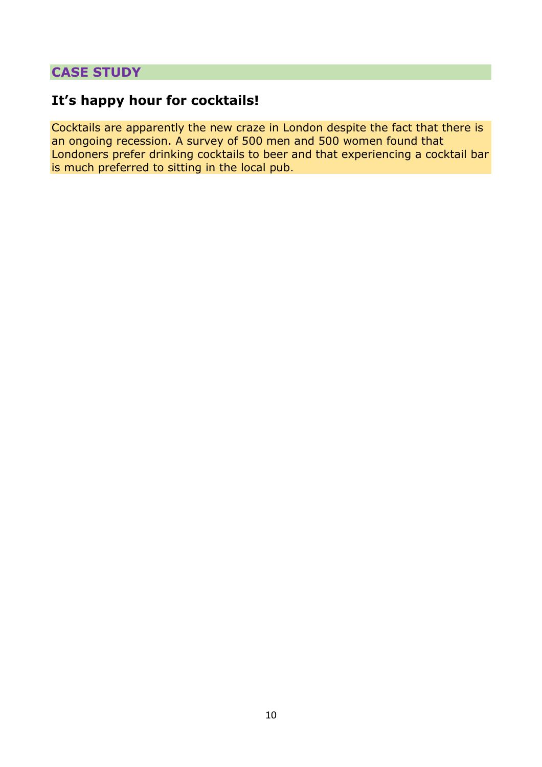## CASE STUDY

### It's happy hour for cocktails!

Cocktails are apparently the new craze in London despite the fact that there is an ongoing recession. A survey of 500 men and 500 women found that Londoners prefer drinking cocktails to beer and that experiencing a cocktail bar is much preferred to sitting in the local pub.